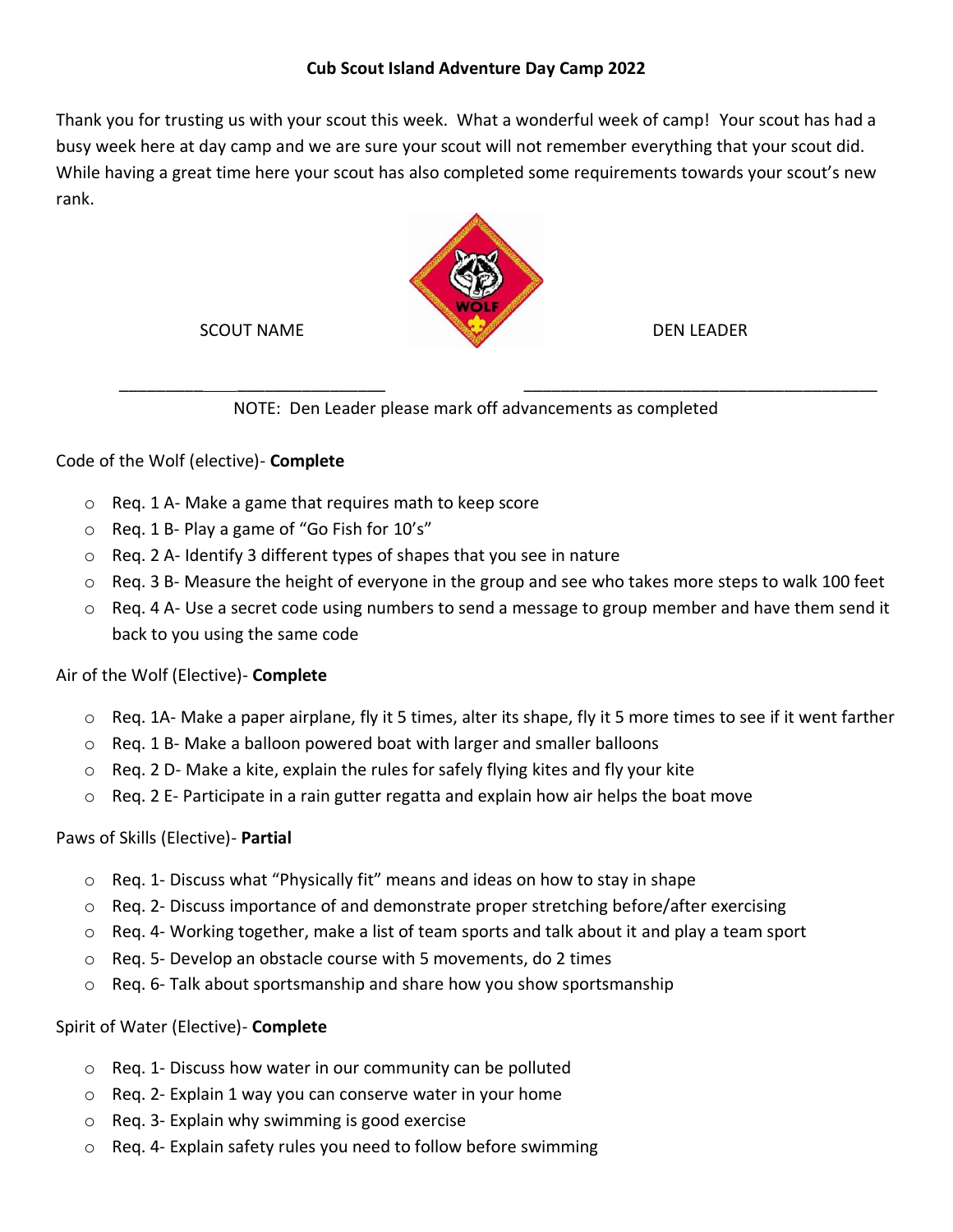# Cub Scout Island Adventure Day Camp 2022

Thank you for trusting us with your scout this week. What a wonderful week of camp! Your scout has had a busy week here at day camp and we are sure your scout will not remember everything that your scout did. While having a great time here your scout has also completed some requirements towards your scout's new rank.

SCOUT NAME ______________________________ DEN LEADER ______________________________

NOTE: Den Leader please mark off advancements as completed

Code of the Wolf (elective)- **Complete**

- ○ Req. 1 A- Make a game that requires math to keep score
- ○ Req. 1 B- Play a game of "Go Fish for 10's"
- ○ Req. 2 A- Identify 3 different types of shapes that you see in nature
- ○ Req. 3 B- Measure the height of everyone in the group and see who takes more steps to walk 100 feet
- ○ Req. 4 A- Use a secret code using numbers to send a message to group member and have them send it back to you using the same code

Air of the Wolf (Elective)- **Complete**

- ○ Req. 1A- Make a paper airplane, fly it 5 times, alter its shape, fly it 5 more times to see if it went farther
- ○ Req. 1 B- Make a balloon powered boat with larger and smaller balloons
- ○ Req. 2 D- Make a kite, explain the rules for safely flying kites and fly your kite
- ○ Req. 2 E- Participate in a rain gutter regatta and explain how air helps the boat move

Paws of Skills (Elective)- **Partial**

- ○ Req. 1- Discuss what "Physically fit" means and ideas on how to stay in shape
- ○ Req. 2- Discuss importance of and demonstrate proper stretching before/after exercising
- ○ Req. 4- Working together, make a list of team sports and talk about it and play a team sport
- ○ Req. 5- Develop an obstacle course with 5 movements, do 2 times
- ○ Req. 6- Talk about sportsmanship and share how you show sportsmanship

Spirit of Water (Elective)- **Complete**

- ○ Req. 1- Discuss how water in our community can be polluted
- ○ Req. 2- Explain 1 way you can conserve water in your home
- ○ Req. 3- Explain why swimming is good exercise
- ○ Req. 4- Explain safety rules you need to follow before swimming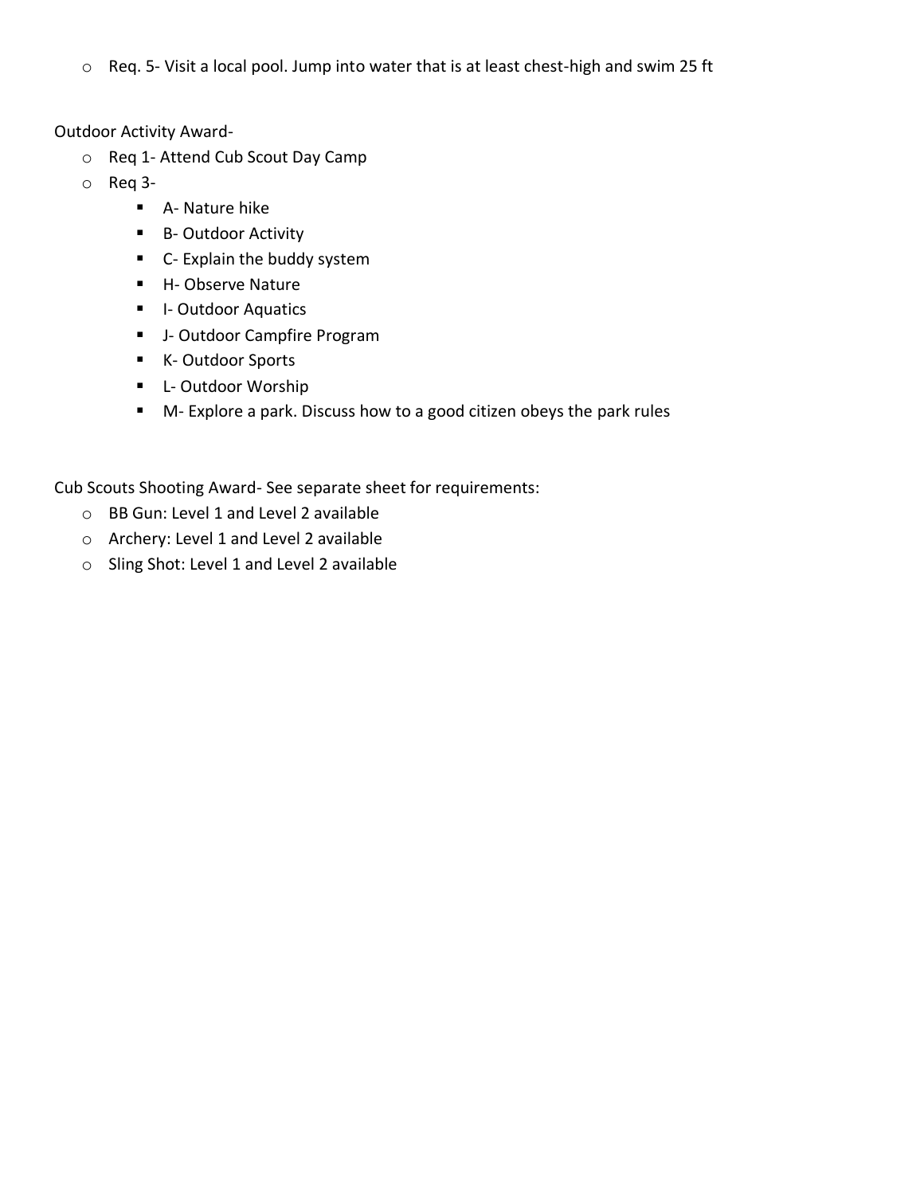- Req. 5- Visit a local pool. Jump into water that is at least chest-high and swim 25 ft

Outdoor Activity Award-

- Req 1- Attend Cub Scout Day Camp
- Req 3-
  - A- Nature hike
  - B- Outdoor Activity
  - C- Explain the buddy system
  - H- Observe Nature
  - I- Outdoor Aquatics
  - J- Outdoor Campfire Program
  - K- Outdoor Sports
  - L- Outdoor Worship
  - M- Explore a park. Discuss how to a good citizen obeys the park rules

Cub Scouts Shooting Award- See separate sheet for requirements:

- BB Gun: Level 1 and Level 2 available
- Archery: Level 1 and Level 2 available
- Sling Shot: Level 1 and Level 2 available